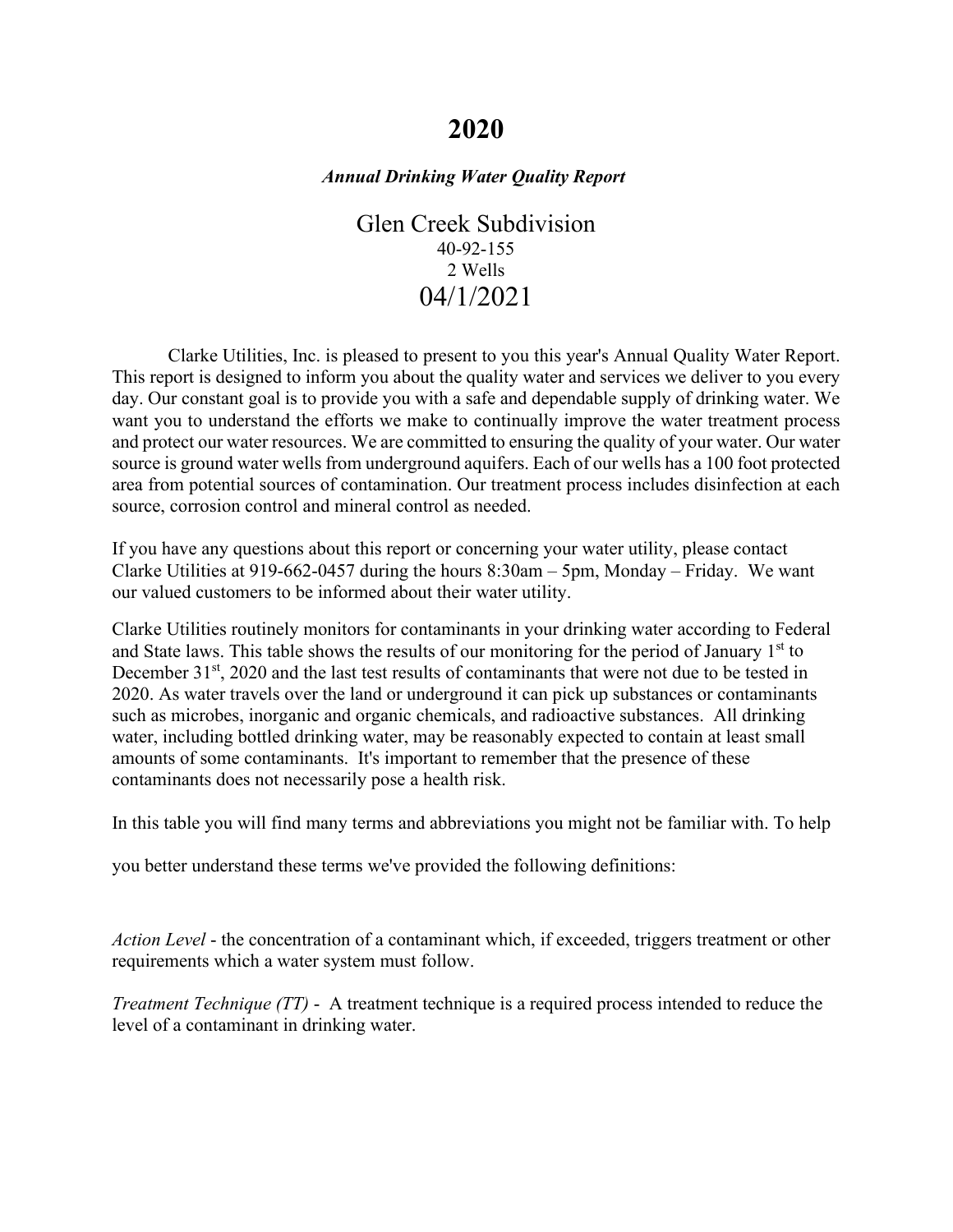# 2020

***Annual Drinking Water Quality Report***

## Glen Creek Subdivision

40-92-155

2 Wells

## 04/1/2021

Clarke Utilities, Inc. is pleased to present to you this year's Annual Quality Water Report. This report is designed to inform you about the quality water and services we deliver to you every day. Our constant goal is to provide you with a safe and dependable supply of drinking water. We want you to understand the efforts we make to continually improve the water treatment process and protect our water resources. We are committed to ensuring the quality of your water. Our water source is ground water wells from underground aquifers. Each of our wells has a 100 foot protected area from potential sources of contamination. Our treatment process includes disinfection at each source, corrosion control and mineral control as needed.

If you have any questions about this report or concerning your water utility, please contact Clarke Utilities at 919-662-0457 during the hours 8:30am – 5pm, Monday – Friday. We want our valued customers to be informed about their water utility.

Clarke Utilities routinely monitors for contaminants in your drinking water according to Federal and State laws. This table shows the results of our monitoring for the period of January 1st to December 31st, 2020 and the last test results of contaminants that were not due to be tested in 2020. As water travels over the land or underground it can pick up substances or contaminants such as microbes, inorganic and organic chemicals, and radioactive substances. All drinking water, including bottled drinking water, may be reasonably expected to contain at least small amounts of some contaminants. It's important to remember that the presence of these contaminants does not necessarily pose a health risk.

In this table you will find many terms and abbreviations you might not be familiar with. To help you better understand these terms we've provided the following definitions:

*Action Level* - the concentration of a contaminant which, if exceeded, triggers treatment or other requirements which a water system must follow.

*Treatment Technique (TT)* - A treatment technique is a required process intended to reduce the level of a contaminant in drinking water.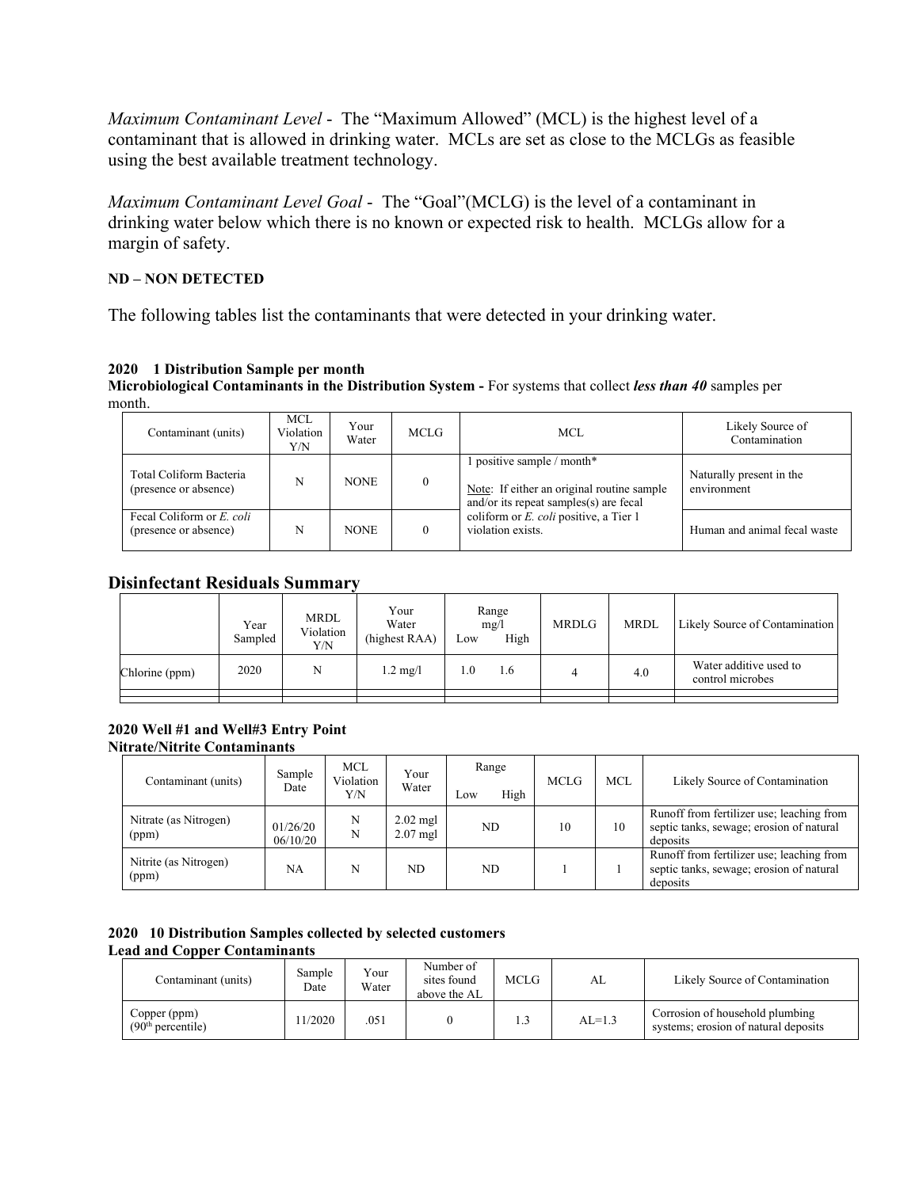*Maximum Contaminant Level* - The "Maximum Allowed" (MCL) is the highest level of a contaminant that is allowed in drinking water. MCLs are set as close to the MCLGs as feasible using the best available treatment technology.

*Maximum Contaminant Level Goal* - The "Goal"(MCLG) is the level of a contaminant in drinking water below which there is no known or expected risk to health. MCLGs allow for a margin of safety.

**ND – NON DETECTED**

The following tables list the contaminants that were detected in your drinking water.

**2020 1 Distribution Sample per month**

**Microbiological Contaminants in the Distribution System -** For systems that collect ***less than 40*** samples per month.

| Contaminant (units) | MCL Violation Y/N | Your Water | MCLG | MCL | Likely Source of Contamination |
|---|---|---|---|---|---|
| Total Coliform Bacteria (presence or absence) | N | NONE | 0 | 1 positive sample / month* Note: If either an original routine sample and/or its repeat samples(s) are fecal coliform or *E. coli* positive, a Tier 1 violation exists. | Naturally present in the environment |
| Fecal Coliform or *E. coli* (presence or absence) | N | NONE | 0 | | Human and animal fecal waste |

## Disinfectant Residuals Summary

| | Year Sampled | MRDL Violation Y/N | Your Water (highest RAA) | Range mg/l Low | High | MRDLG | MRDL | Likely Source of Contamination |
|---|---|---|---|---|---|---|---|---|
| Chlorine (ppm) | 2020 | N | 1.2 mg/l | 1.0 | 1.6 | 4 | 4.0 | Water additive used to control microbes |

**2020 Well #1 and Well#3 Entry Point**

**Nitrate/Nitrite Contaminants**

| Contaminant (units) | Sample Date | MCL Violation Y/N | Your Water | Range Low | High | MCLG | MCL | Likely Source of Contamination |
|---|---|---|---|---|---|---|---|---|
| Nitrate (as Nitrogen) (ppm) | 01/26/20 06/10/20 | N N | 2.02 mgl 2.07 mgl | ND | | 10 | 10 | Runoff from fertilizer use; leaching from septic tanks, sewage; erosion of natural deposits |
| Nitrite (as Nitrogen) (ppm) | NA | N | ND | ND | | 1 | 1 | Runoff from fertilizer use; leaching from septic tanks, sewage; erosion of natural deposits |

**2020 10 Distribution Samples collected by selected customers**

**Lead and Copper Contaminants**

| Contaminant (units) | Sample Date | Your Water | Number of sites found above the AL | MCLG | AL | Likely Source of Contamination |
|---|---|---|---|---|---|---|
| Copper (ppm) (90th percentile) | 11/2020 | .051 | 0 | 1.3 | AL=1.3 | Corrosion of household plumbing systems; erosion of natural deposits |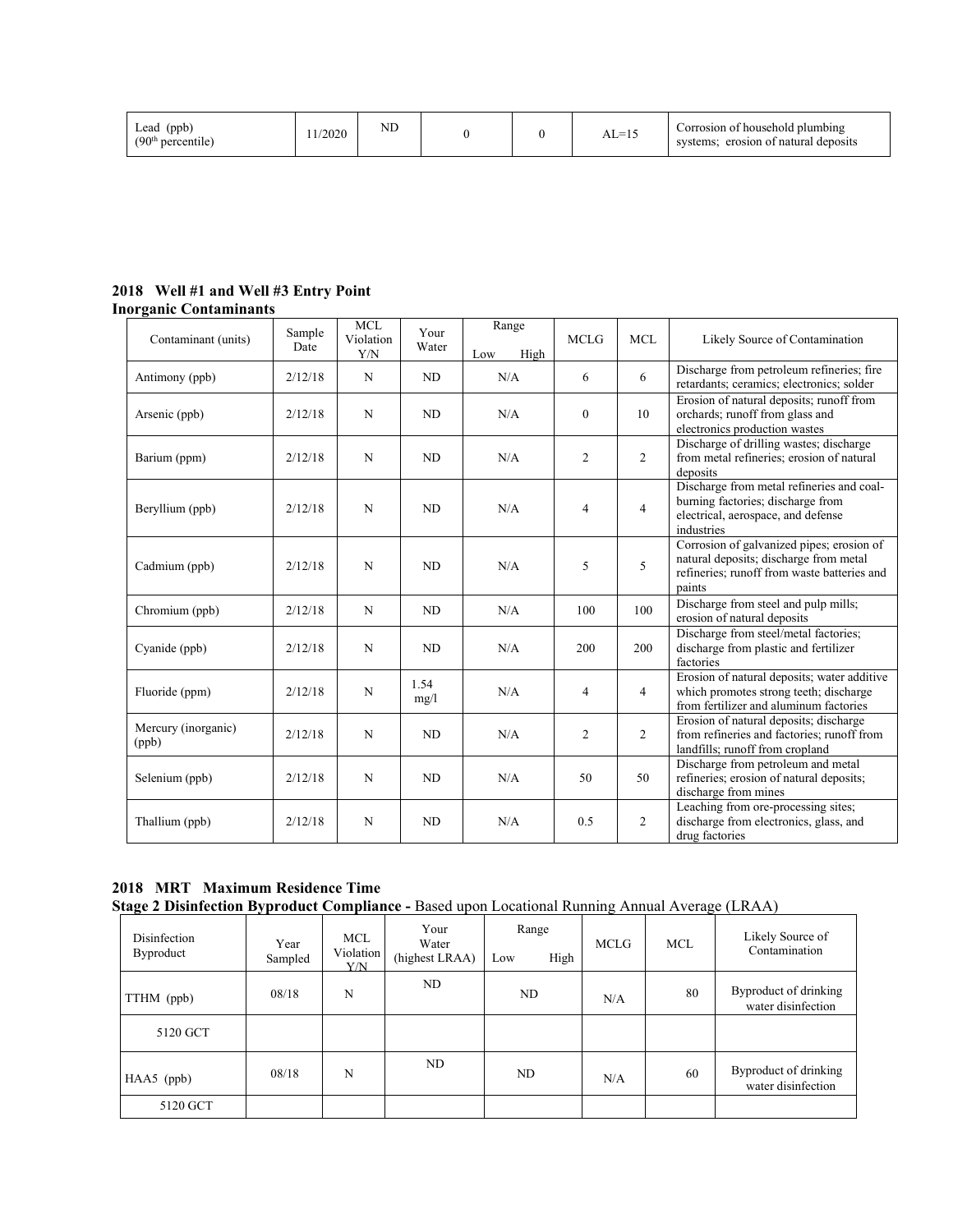| Lead (ppb) (90th percentile) | 11/2020 | ND | 0 | 0 | AL=15 | Corrosion of household plumbing systems; erosion of natural deposits |
|---|---|---|---|---|---|---|

**2018 Well #1 and Well #3 Entry Point**
**Inorganic Contaminants**

| Contaminant (units) | Sample Date | MCL Violation Y/N | Your Water | Range Low High | MCLG | MCL | Likely Source of Contamination |
|---|---|---|---|---|---|---|---|
| Antimony (ppb) | 2/12/18 | N | ND | N/A | 6 | 6 | Discharge from petroleum refineries; fire retardants; ceramics; electronics; solder |
| Arsenic (ppb) | 2/12/18 | N | ND | N/A | 0 | 10 | Erosion of natural deposits; runoff from orchards; runoff from glass and electronics production wastes |
| Barium (ppm) | 2/12/18 | N | ND | N/A | 2 | 2 | Discharge of drilling wastes; discharge from metal refineries; erosion of natural deposits |
| Beryllium (ppb) | 2/12/18 | N | ND | N/A | 4 | 4 | Discharge from metal refineries and coal-burning factories; discharge from electrical, aerospace, and defense industries |
| Cadmium (ppb) | 2/12/18 | N | ND | N/A | 5 | 5 | Corrosion of galvanized pipes; erosion of natural deposits; discharge from metal refineries; runoff from waste batteries and paints |
| Chromium (ppb) | 2/12/18 | N | ND | N/A | 100 | 100 | Discharge from steel and pulp mills; erosion of natural deposits |
| Cyanide (ppb) | 2/12/18 | N | ND | N/A | 200 | 200 | Discharge from steel/metal factories; discharge from plastic and fertilizer factories |
| Fluoride (ppm) | 2/12/18 | N | 1.54 mg/l | N/A | 4 | 4 | Erosion of natural deposits; water additive which promotes strong teeth; discharge from fertilizer and aluminum factories |
| Mercury (inorganic) (ppb) | 2/12/18 | N | ND | N/A | 2 | 2 | Erosion of natural deposits; discharge from refineries and factories; runoff from landfills; runoff from cropland |
| Selenium (ppb) | 2/12/18 | N | ND | N/A | 50 | 50 | Discharge from petroleum and metal refineries; erosion of natural deposits; discharge from mines |
| Thallium (ppb) | 2/12/18 | N | ND | N/A | 0.5 | 2 | Leaching from ore-processing sites; discharge from electronics, glass, and drug factories |

**2018 MRT Maximum Residence Time**
**Stage 2 Disinfection Byproduct Compliance -** Based upon Locational Running Annual Average (LRAA)

| Disinfection Byproduct | Year Sampled | MCL Violation Y/N | Your Water (highest LRAA) | Range Low High | MCLG | MCL | Likely Source of Contamination |
|---|---|---|---|---|---|---|---|
| TTHM (ppb) | 08/18 | N | ND | ND | N/A | 80 | Byproduct of drinking water disinfection |
| 5120 GCT | | | | | | | |
| HAA5 (ppb) | 08/18 | N | ND | ND | N/A | 60 | Byproduct of drinking water disinfection |
| 5120 GCT | | | | | | | |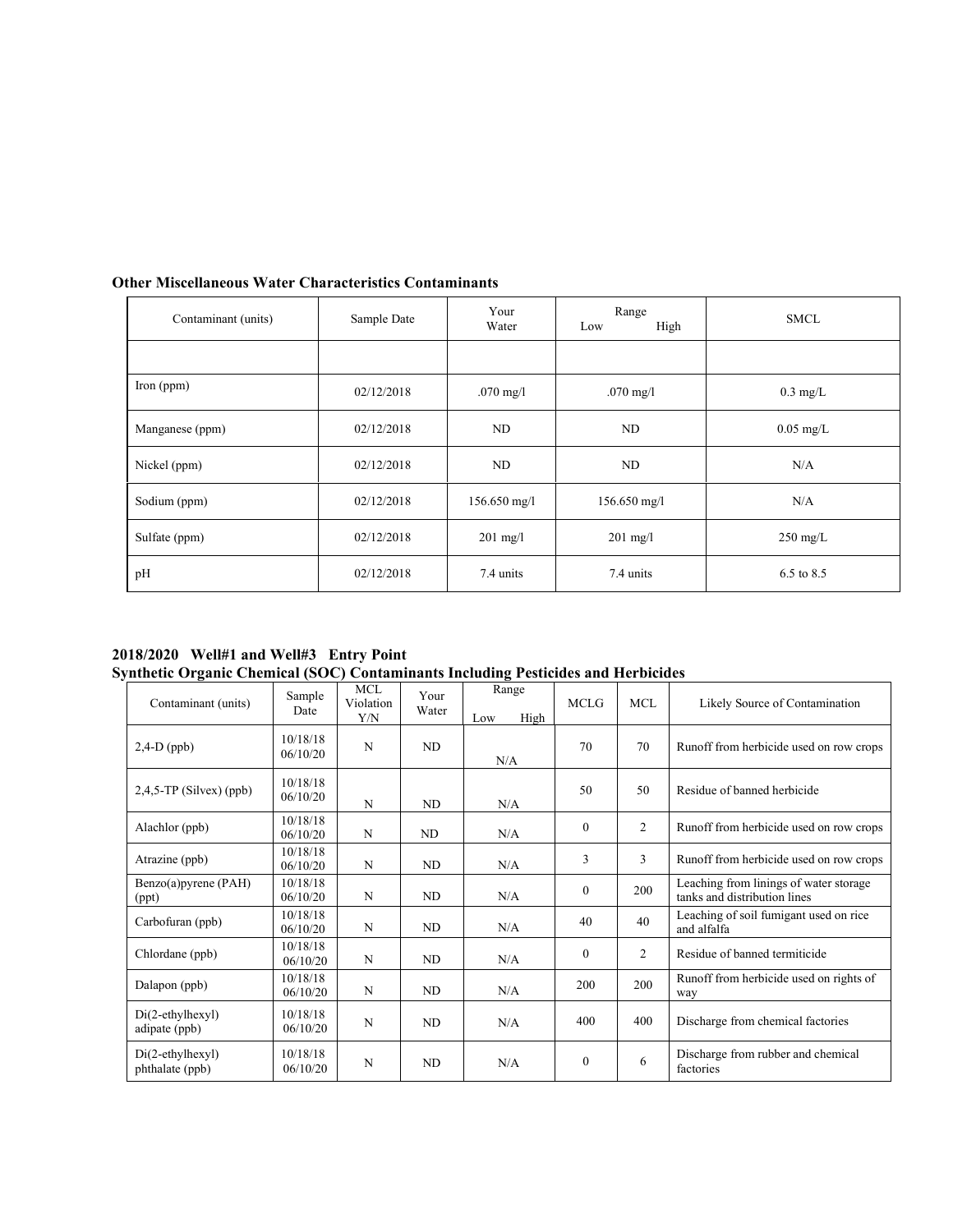**Other Miscellaneous Water Characteristics Contaminants**

| Contaminant (units) | Sample Date | Your Water | Range Low High | SMCL |
|---|---|---|---|---|
| | | | | |
| Iron (ppm) | 02/12/2018 | .070 mg/l | .070 mg/l | 0.3 mg/L |
| Manganese (ppm) | 02/12/2018 | ND | ND | 0.05 mg/L |
| Nickel (ppm) | 02/12/2018 | ND | ND | N/A |
| Sodium (ppm) | 02/12/2018 | 156.650 mg/l | 156.650 mg/l | N/A |
| Sulfate (ppm) | 02/12/2018 | 201 mg/l | 201 mg/l | 250 mg/L |
| pH | 02/12/2018 | 7.4 units | 7.4 units | 6.5 to 8.5 |

**2018/2020 Well#1 and Well#3 Entry Point**
**Synthetic Organic Chemical (SOC) Contaminants Including Pesticides and Herbicides**

| Contaminant (units) | Sample Date | MCL Violation Y/N | Your Water | Range Low High | MCLG | MCL | Likely Source of Contamination |
|---|---|---|---|---|---|---|---|
| 2,4-D (ppb) | 10/18/18 06/10/20 | N | ND | N/A | 70 | 70 | Runoff from herbicide used on row crops |
| 2,4,5-TP (Silvex) (ppb) | 10/18/18 06/10/20 | N | ND | N/A | 50 | 50 | Residue of banned herbicide |
| Alachlor (ppb) | 10/18/18 06/10/20 | N | ND | N/A | 0 | 2 | Runoff from herbicide used on row crops |
| Atrazine (ppb) | 10/18/18 06/10/20 | N | ND | N/A | 3 | 3 | Runoff from herbicide used on row crops |
| Benzo(a)pyrene (PAH) (ppt) | 10/18/18 06/10/20 | N | ND | N/A | 0 | 200 | Leaching from linings of water storage tanks and distribution lines |
| Carbofuran (ppb) | 10/18/18 06/10/20 | N | ND | N/A | 40 | 40 | Leaching of soil fumigant used on rice and alfalfa |
| Chlordane (ppb) | 10/18/18 06/10/20 | N | ND | N/A | 0 | 2 | Residue of banned termiticide |
| Dalapon (ppb) | 10/18/18 06/10/20 | N | ND | N/A | 200 | 200 | Runoff from herbicide used on rights of way |
| Di(2-ethylhexyl) adipate (ppb) | 10/18/18 06/10/20 | N | ND | N/A | 400 | 400 | Discharge from chemical factories |
| Di(2-ethylhexyl) phthalate (ppb) | 10/18/18 06/10/20 | N | ND | N/A | 0 | 6 | Discharge from rubber and chemical factories |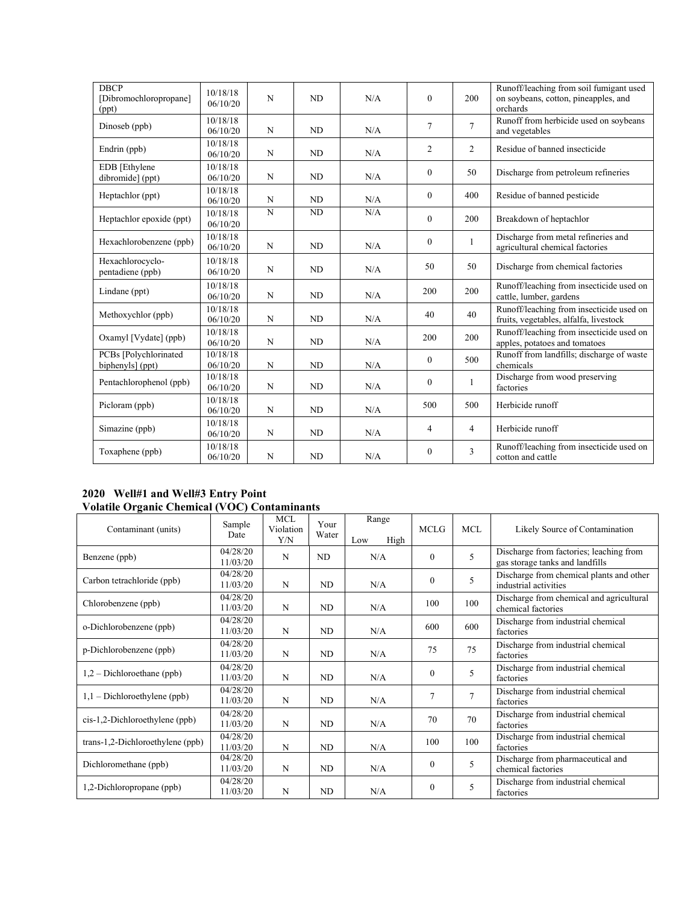| | | | | | | | |
|---|---|---|---|---|---|---|---|
| DBCP [Dibromochloropropane] (ppt) | 10/18/18 06/10/20 | N | ND | N/A | 0 | 200 | Runoff/leaching from soil fumigant used on soybeans, cotton, pineapples, and orchards |
| Dinoseb (ppb) | 10/18/18 06/10/20 | N | ND | N/A | 7 | 7 | Runoff from herbicide used on soybeans and vegetables |
| Endrin (ppb) | 10/18/18 06/10/20 | N | ND | N/A | 2 | 2 | Residue of banned insecticide |
| EDB [Ethylene dibromide] (ppt) | 10/18/18 06/10/20 | N | ND | N/A | 0 | 50 | Discharge from petroleum refineries |
| Heptachlor (ppt) | 10/18/18 06/10/20 | N | ND | N/A | 0 | 400 | Residue of banned pesticide |
| Heptachlor epoxide (ppt) | 10/18/18 06/10/20 | N | ND | N/A | 0 | 200 | Breakdown of heptachlor |
| Hexachlorobenzene (ppb) | 10/18/18 06/10/20 | N | ND | N/A | 0 | 1 | Discharge from metal refineries and agricultural chemical factories |
| Hexachlorocyclo-pentadiene (ppb) | 10/18/18 06/10/20 | N | ND | N/A | 50 | 50 | Discharge from chemical factories |
| Lindane (ppt) | 10/18/18 06/10/20 | N | ND | N/A | 200 | 200 | Runoff/leaching from insecticide used on cattle, lumber, gardens |
| Methoxychlor (ppb) | 10/18/18 06/10/20 | N | ND | N/A | 40 | 40 | Runoff/leaching from insecticide used on fruits, vegetables, alfalfa, livestock |
| Oxamyl [Vydate] (ppb) | 10/18/18 06/10/20 | N | ND | N/A | 200 | 200 | Runoff/leaching from insecticide used on apples, potatoes and tomatoes |
| PCBs [Polychlorinated biphenyls] (ppt) | 10/18/18 06/10/20 | N | ND | N/A | 0 | 500 | Runoff from landfills; discharge of waste chemicals |
| Pentachlorophenol (ppb) | 10/18/18 06/10/20 | N | ND | N/A | 0 | 1 | Discharge from wood preserving factories |
| Picloram (ppb) | 10/18/18 06/10/20 | N | ND | N/A | 500 | 500 | Herbicide runoff |
| Simazine (ppb) | 10/18/18 06/10/20 | N | ND | N/A | 4 | 4 | Herbicide runoff |
| Toxaphene (ppb) | 10/18/18 06/10/20 | N | ND | N/A | 0 | 3 | Runoff/leaching from insecticide used on cotton and cattle |

**2020 Well#1 and Well#3 Entry Point**
**Volatile Organic Chemical (VOC) Contaminants**

| Contaminant (units) | Sample Date | MCL Violation Y/N | Your Water | Range Low High | MCLG | MCL | Likely Source of Contamination |
|---|---|---|---|---|---|---|---|
| Benzene (ppb) | 04/28/20 11/03/20 | N | ND | N/A | 0 | 5 | Discharge from factories; leaching from gas storage tanks and landfills |
| Carbon tetrachloride (ppb) | 04/28/20 11/03/20 | N | ND | N/A | 0 | 5 | Discharge from chemical plants and other industrial activities |
| Chlorobenzene (ppb) | 04/28/20 11/03/20 | N | ND | N/A | 100 | 100 | Discharge from chemical and agricultural chemical factories |
| o-Dichlorobenzene (ppb) | 04/28/20 11/03/20 | N | ND | N/A | 600 | 600 | Discharge from industrial chemical factories |
| p-Dichlorobenzene (ppb) | 04/28/20 11/03/20 | N | ND | N/A | 75 | 75 | Discharge from industrial chemical factories |
| 1,2 – Dichloroethane (ppb) | 04/28/20 11/03/20 | N | ND | N/A | 0 | 5 | Discharge from industrial chemical factories |
| 1,1 – Dichloroethylene (ppb) | 04/28/20 11/03/20 | N | ND | N/A | 7 | 7 | Discharge from industrial chemical factories |
| cis-1,2-Dichloroethylene (ppb) | 04/28/20 11/03/20 | N | ND | N/A | 70 | 70 | Discharge from industrial chemical factories |
| trans-1,2-Dichloroethylene (ppb) | 04/28/20 11/03/20 | N | ND | N/A | 100 | 100 | Discharge from industrial chemical factories |
| Dichloromethane (ppb) | 04/28/20 11/03/20 | N | ND | N/A | 0 | 5 | Discharge from pharmaceutical and chemical factories |
| 1,2-Dichloropropane (ppb) | 04/28/20 11/03/20 | N | ND | N/A | 0 | 5 | Discharge from industrial chemical factories |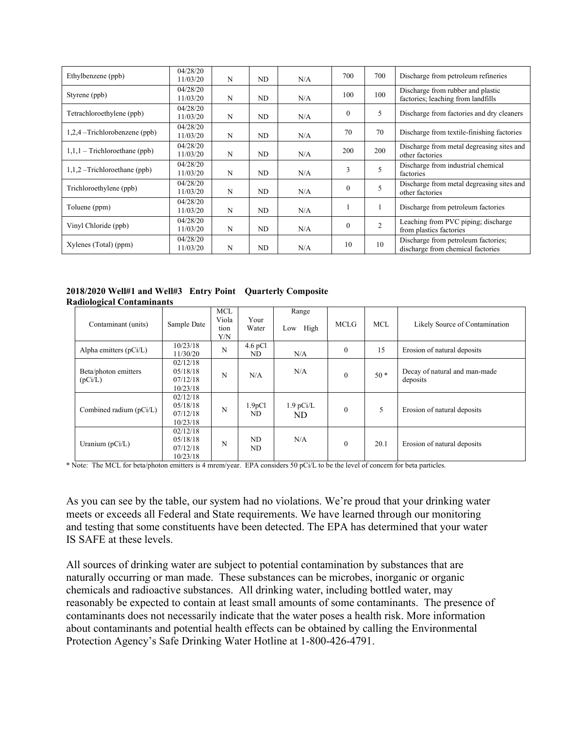| Ethylbenzene (ppb) | 04/28/20<br>11/03/20 | N | ND | N/A | 700 | 700 | Discharge from petroleum refineries |
|---|---|---|---|---|---|---|---|
| Styrene (ppb) | 04/28/20<br>11/03/20 | N | ND | N/A | 100 | 100 | Discharge from rubber and plastic factories; leaching from landfills |
| Tetrachloroethylene (ppb) | 04/28/20<br>11/03/20 | N | ND | N/A | 0 | 5 | Discharge from factories and dry cleaners |
| 1,2,4 –Trichlorobenzene (ppb) | 04/28/20<br>11/03/20 | N | ND | N/A | 70 | 70 | Discharge from textile-finishing factories |
| 1,1,1 – Trichloroethane (ppb) | 04/28/20<br>11/03/20 | N | ND | N/A | 200 | 200 | Discharge from metal degreasing sites and other factories |
| 1,1,2 –Trichloroethane (ppb) | 04/28/20<br>11/03/20 | N | ND | N/A | 3 | 5 | Discharge from industrial chemical factories |
| Trichloroethylene (ppb) | 04/28/20<br>11/03/20 | N | ND | N/A | 0 | 5 | Discharge from metal degreasing sites and other factories |
| Toluene (ppm) | 04/28/20<br>11/03/20 | N | ND | N/A | 1 | 1 | Discharge from petroleum factories |
| Vinyl Chloride (ppb) | 04/28/20<br>11/03/20 | N | ND | N/A | 0 | 2 | Leaching from PVC piping; discharge from plastics factories |
| Xylenes (Total) (ppm) | 04/28/20<br>11/03/20 | N | ND | N/A | 10 | 10 | Discharge from petroleum factories; discharge from chemical factories |

**2018/2020 Well#1 and Well#3 Entry Point Quarterly Composite Radiological Contaminants**

| Contaminant (units) | Sample Date | MCL Violation Y/N | Your Water | Range Low High | MCLG | MCL | Likely Source of Contamination |
|---|---|---|---|---|---|---|---|
| Alpha emitters (pCi/L) | 10/23/18<br>11/30/20 | N | 4.6 pCl<br>ND | N/A | 0 | 15 | Erosion of natural deposits |
| Beta/photon emitters (pCi/L) | 02/12/18<br>05/18/18<br>07/12/18<br>10/23/18 | N | N/A | N/A | 0 | 50 * | Decay of natural and man-made deposits |
| Combined radium (pCi/L) | 02/12/18<br>05/18/18<br>07/12/18<br>10/23/18 | N | 1.9pCl<br>ND | 1.9 pCi/L<br>ND | 0 | 5 | Erosion of natural deposits |
| Uranium (pCi/L) | 02/12/18<br>05/18/18<br>07/12/18<br>10/23/18 | N | ND<br>ND | N/A | 0 | 20.1 | Erosion of natural deposits |

* Note: The MCL for beta/photon emitters is 4 mrem/year. EPA considers 50 pCi/L to be the level of concern for beta particles.

As you can see by the table, our system had no violations. We're proud that your drinking water meets or exceeds all Federal and State requirements. We have learned through our monitoring and testing that some constituents have been detected. The EPA has determined that your water IS SAFE at these levels.

All sources of drinking water are subject to potential contamination by substances that are naturally occurring or man made. These substances can be microbes, inorganic or organic chemicals and radioactive substances. All drinking water, including bottled water, may reasonably be expected to contain at least small amounts of some contaminants. The presence of contaminants does not necessarily indicate that the water poses a health risk. More information about contaminants and potential health effects can be obtained by calling the Environmental Protection Agency's Safe Drinking Water Hotline at 1-800-426-4791.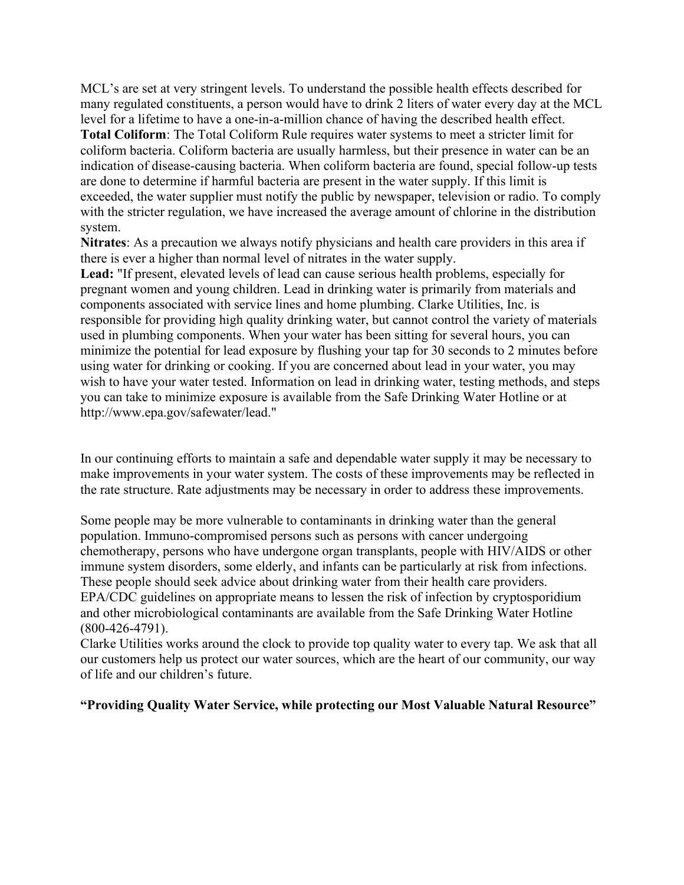MCL's are set at very stringent levels. To understand the possible health effects described for many regulated constituents, a person would have to drink 2 liters of water every day at the MCL level for a lifetime to have a one-in-a-million chance of having the described health effect.

**Total Coliform**: The Total Coliform Rule requires water systems to meet a stricter limit for coliform bacteria. Coliform bacteria are usually harmless, but their presence in water can be an indication of disease-causing bacteria. When coliform bacteria are found, special follow-up tests are done to determine if harmful bacteria are present in the water supply. If this limit is exceeded, the water supplier must notify the public by newspaper, television or radio. To comply with the stricter regulation, we have increased the average amount of chlorine in the distribution system.

**Nitrates**: As a precaution we always notify physicians and health care providers in this area if there is ever a higher than normal level of nitrates in the water supply.

**Lead:** "If present, elevated levels of lead can cause serious health problems, especially for pregnant women and young children. Lead in drinking water is primarily from materials and components associated with service lines and home plumbing. Clarke Utilities, Inc. is responsible for providing high quality drinking water, but cannot control the variety of materials used in plumbing components. When your water has been sitting for several hours, you can minimize the potential for lead exposure by flushing your tap for 30 seconds to 2 minutes before using water for drinking or cooking. If you are concerned about lead in your water, you may wish to have your water tested. Information on lead in drinking water, testing methods, and steps you can take to minimize exposure is available from the Safe Drinking Water Hotline or at http://www.epa.gov/safewater/lead."

In our continuing efforts to maintain a safe and dependable water supply it may be necessary to make improvements in your water system. The costs of these improvements may be reflected in the rate structure. Rate adjustments may be necessary in order to address these improvements.

Some people may be more vulnerable to contaminants in drinking water than the general population. Immuno-compromised persons such as persons with cancer undergoing chemotherapy, persons who have undergone organ transplants, people with HIV/AIDS or other immune system disorders, some elderly, and infants can be particularly at risk from infections. These people should seek advice about drinking water from their health care providers. EPA/CDC guidelines on appropriate means to lessen the risk of infection by cryptosporidium and other microbiological contaminants are available from the Safe Drinking Water Hotline (800-426-4791).

Clarke Utilities works around the clock to provide top quality water to every tap. We ask that all our customers help us protect our water sources, which are the heart of our community, our way of life and our children's future.

**"Providing Quality Water Service, while protecting our Most Valuable Natural Resource"**